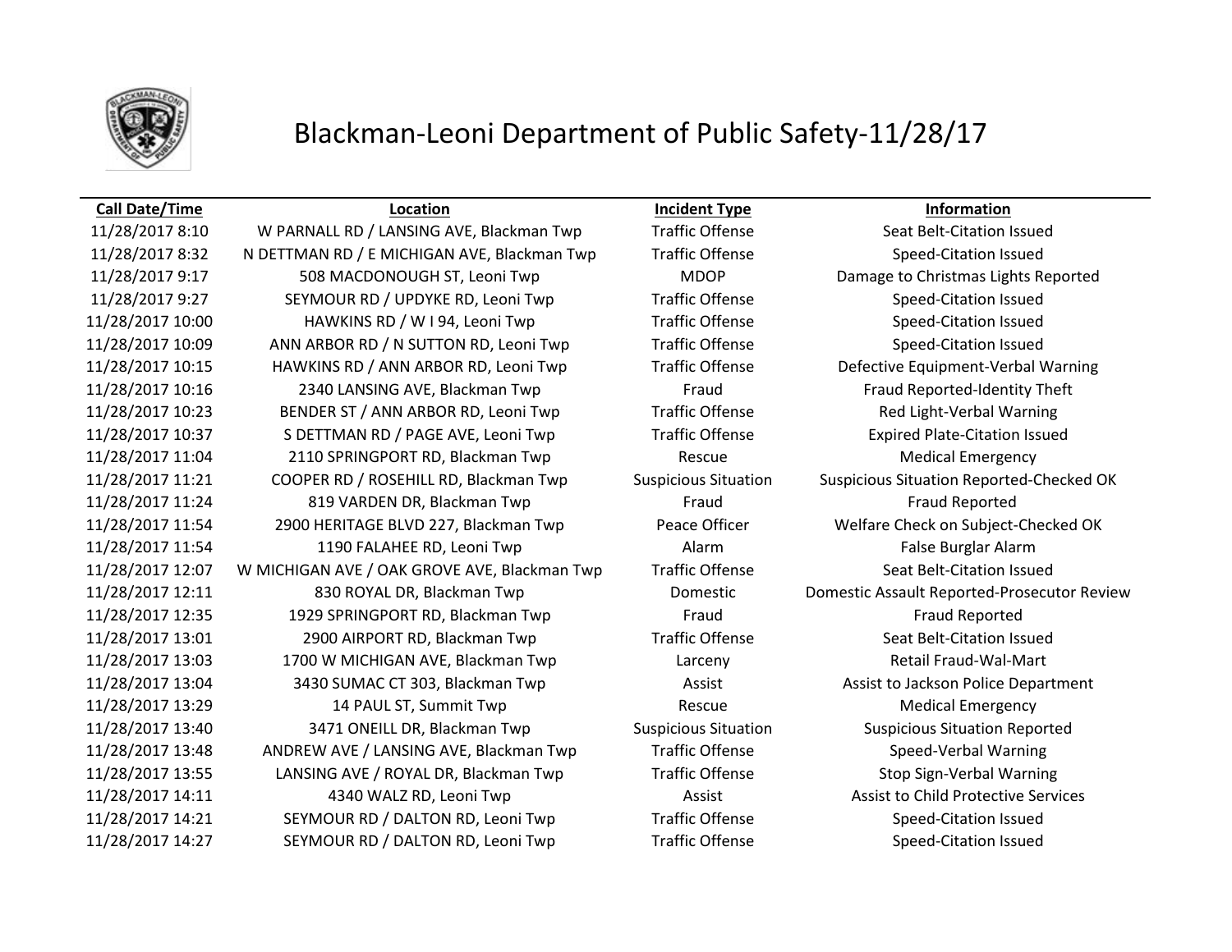# Blackman-Leoni Department of Public Safety-11/28/17

| Call Date/Time | Location | Incident Type | Information |
|---|---|---|---|
| 11/28/2017 8:10 | W PARNALL RD / LANSING AVE, Blackman Twp | Traffic Offense | Seat Belt-Citation Issued |
| 11/28/2017 8:32 | N DETTMAN RD / E MICHIGAN AVE, Blackman Twp | Traffic Offense | Speed-Citation Issued |
| 11/28/2017 9:17 | 508 MACDONOUGH ST, Leoni Twp | MDOP | Damage to Christmas Lights Reported |
| 11/28/2017 9:27 | SEYMOUR RD / UPDYKE RD, Leoni Twp | Traffic Offense | Speed-Citation Issued |
| 11/28/2017 10:00 | HAWKINS RD / W I 94, Leoni Twp | Traffic Offense | Speed-Citation Issued |
| 11/28/2017 10:09 | ANN ARBOR RD / N SUTTON RD, Leoni Twp | Traffic Offense | Speed-Citation Issued |
| 11/28/2017 10:15 | HAWKINS RD / ANN ARBOR RD, Leoni Twp | Traffic Offense | Defective Equipment-Verbal Warning |
| 11/28/2017 10:16 | 2340 LANSING AVE, Blackman Twp | Fraud | Fraud Reported-Identity Theft |
| 11/28/2017 10:23 | BENDER ST / ANN ARBOR RD, Leoni Twp | Traffic Offense | Red Light-Verbal Warning |
| 11/28/2017 10:37 | S DETTMAN RD / PAGE AVE, Leoni Twp | Traffic Offense | Expired Plate-Citation Issued |
| 11/28/2017 11:04 | 2110 SPRINGPORT RD, Blackman Twp | Rescue | Medical Emergency |
| 11/28/2017 11:21 | COOPER RD / ROSEHILL RD, Blackman Twp | Suspicious Situation | Suspicious Situation Reported-Checked OK |
| 11/28/2017 11:24 | 819 VARDEN DR, Blackman Twp | Fraud | Fraud Reported |
| 11/28/2017 11:54 | 2900 HERITAGE BLVD 227, Blackman Twp | Peace Officer | Welfare Check on Subject-Checked OK |
| 11/28/2017 11:54 | 1190 FALAHEE RD, Leoni Twp | Alarm | False Burglar Alarm |
| 11/28/2017 12:07 | W MICHIGAN AVE / OAK GROVE AVE, Blackman Twp | Traffic Offense | Seat Belt-Citation Issued |
| 11/28/2017 12:11 | 830 ROYAL DR, Blackman Twp | Domestic | Domestic Assault Reported-Prosecutor Review |
| 11/28/2017 12:35 | 1929 SPRINGPORT RD, Blackman Twp | Fraud | Fraud Reported |
| 11/28/2017 13:01 | 2900 AIRPORT RD, Blackman Twp | Traffic Offense | Seat Belt-Citation Issued |
| 11/28/2017 13:03 | 1700 W MICHIGAN AVE, Blackman Twp | Larceny | Retail Fraud-Wal-Mart |
| 11/28/2017 13:04 | 3430 SUMAC CT 303, Blackman Twp | Assist | Assist to Jackson Police Department |
| 11/28/2017 13:29 | 14 PAUL ST, Summit Twp | Rescue | Medical Emergency |
| 11/28/2017 13:40 | 3471 ONEILL DR, Blackman Twp | Suspicious Situation | Suspicious Situation Reported |
| 11/28/2017 13:48 | ANDREW AVE / LANSING AVE, Blackman Twp | Traffic Offense | Speed-Verbal Warning |
| 11/28/2017 13:55 | LANSING AVE / ROYAL DR, Blackman Twp | Traffic Offense | Stop Sign-Verbal Warning |
| 11/28/2017 14:11 | 4340 WALZ RD, Leoni Twp | Assist | Assist to Child Protective Services |
| 11/28/2017 14:21 | SEYMOUR RD / DALTON RD, Leoni Twp | Traffic Offense | Speed-Citation Issued |
| 11/28/2017 14:27 | SEYMOUR RD / DALTON RD, Leoni Twp | Traffic Offense | Speed-Citation Issued |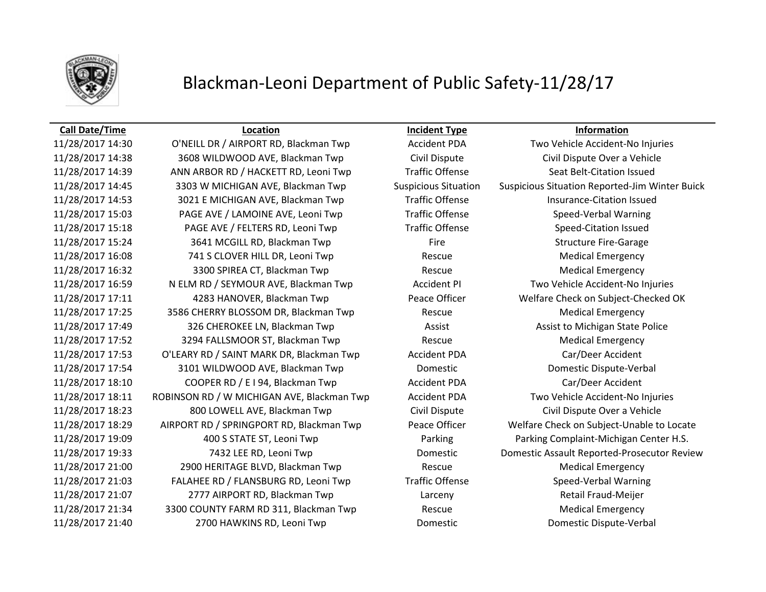# Blackman-Leoni Department of Public Safety-11/28/17

| Call Date/Time | Location | Incident Type | Information |
|---|---|---|---|
| 11/28/2017 14:30 | O'NEILL DR / AIRPORT RD, Blackman Twp | Accident PDA | Two Vehicle Accident-No Injuries |
| 11/28/2017 14:38 | 3608 WILDWOOD AVE, Blackman Twp | Civil Dispute | Civil Dispute Over a Vehicle |
| 11/28/2017 14:39 | ANN ARBOR RD / HACKETT RD, Leoni Twp | Traffic Offense | Seat Belt-Citation Issued |
| 11/28/2017 14:45 | 3303 W MICHIGAN AVE, Blackman Twp | Suspicious Situation | Suspicious Situation Reported-Jim Winter Buick |
| 11/28/2017 14:53 | 3021 E MICHIGAN AVE, Blackman Twp | Traffic Offense | Insurance-Citation Issued |
| 11/28/2017 15:03 | PAGE AVE / LAMOINE AVE, Leoni Twp | Traffic Offense | Speed-Verbal Warning |
| 11/28/2017 15:18 | PAGE AVE / FELTERS RD, Leoni Twp | Traffic Offense | Speed-Citation Issued |
| 11/28/2017 15:24 | 3641 MCGILL RD, Blackman Twp | Fire | Structure Fire-Garage |
| 11/28/2017 16:08 | 741 S CLOVER HILL DR, Leoni Twp | Rescue | Medical Emergency |
| 11/28/2017 16:32 | 3300 SPIREA CT, Blackman Twp | Rescue | Medical Emergency |
| 11/28/2017 16:59 | N ELM RD / SEYMOUR AVE, Blackman Twp | Accident PI | Two Vehicle Accident-No Injuries |
| 11/28/2017 17:11 | 4283 HANOVER, Blackman Twp | Peace Officer | Welfare Check on Subject-Checked OK |
| 11/28/2017 17:25 | 3586 CHERRY BLOSSOM DR, Blackman Twp | Rescue | Medical Emergency |
| 11/28/2017 17:49 | 326 CHEROKEE LN, Blackman Twp | Assist | Assist to Michigan State Police |
| 11/28/2017 17:52 | 3294 FALLSMOOR ST, Blackman Twp | Rescue | Medical Emergency |
| 11/28/2017 17:53 | O'LEARY RD / SAINT MARK DR, Blackman Twp | Accident PDA | Car/Deer Accident |
| 11/28/2017 17:54 | 3101 WILDWOOD AVE, Blackman Twp | Domestic | Domestic Dispute-Verbal |
| 11/28/2017 18:10 | COOPER RD / E I 94, Blackman Twp | Accident PDA | Car/Deer Accident |
| 11/28/2017 18:11 | ROBINSON RD / W MICHIGAN AVE, Blackman Twp | Accident PDA | Two Vehicle Accident-No Injuries |
| 11/28/2017 18:23 | 800 LOWELL AVE, Blackman Twp | Civil Dispute | Civil Dispute Over a Vehicle |
| 11/28/2017 18:29 | AIRPORT RD / SPRINGPORT RD, Blackman Twp | Peace Officer | Welfare Check on Subject-Unable to Locate |
| 11/28/2017 19:09 | 400 S STATE ST, Leoni Twp | Parking | Parking Complaint-Michigan Center H.S. |
| 11/28/2017 19:33 | 7432 LEE RD, Leoni Twp | Domestic | Domestic Assault Reported-Prosecutor Review |
| 11/28/2017 21:00 | 2900 HERITAGE BLVD, Blackman Twp | Rescue | Medical Emergency |
| 11/28/2017 21:03 | FALAHEE RD / FLANSBURG RD, Leoni Twp | Traffic Offense | Speed-Verbal Warning |
| 11/28/2017 21:07 | 2777 AIRPORT RD, Blackman Twp | Larceny | Retail Fraud-Meijer |
| 11/28/2017 21:34 | 3300 COUNTY FARM RD 311, Blackman Twp | Rescue | Medical Emergency |
| 11/28/2017 21:40 | 2700 HAWKINS RD, Leoni Twp | Domestic | Domestic Dispute-Verbal |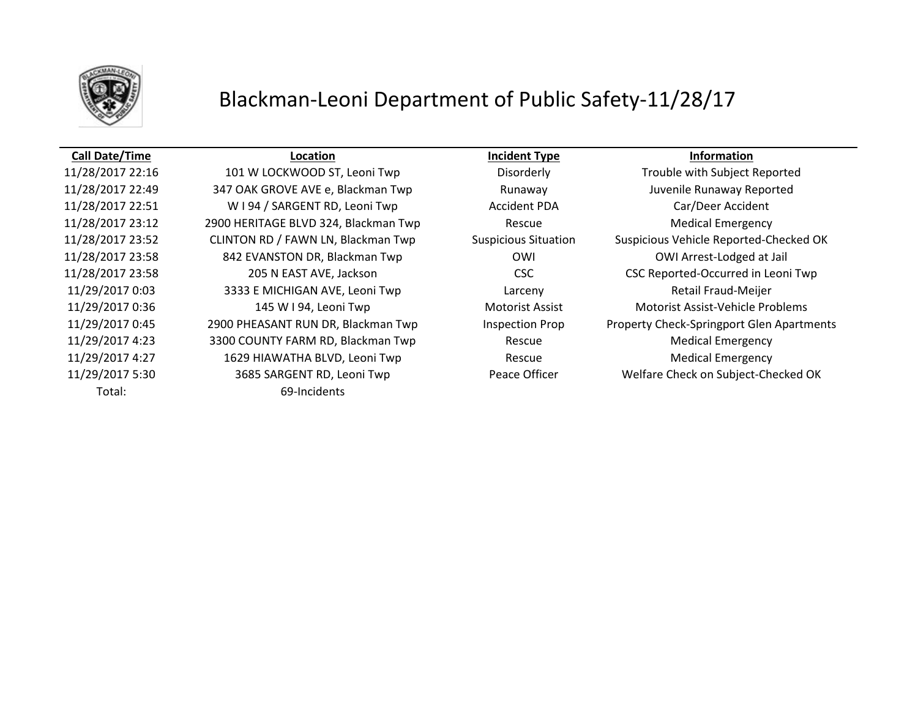# Blackman-Leoni Department of Public Safety-11/28/17

| Call Date/Time | Location | Incident Type | Information |
|---|---|---|---|
| 11/28/2017 22:16 | 101 W LOCKWOOD ST, Leoni Twp | Disorderly | Trouble with Subject Reported |
| 11/28/2017 22:49 | 347 OAK GROVE AVE e, Blackman Twp | Runaway | Juvenile Runaway Reported |
| 11/28/2017 22:51 | W I 94 / SARGENT RD, Leoni Twp | Accident PDA | Car/Deer Accident |
| 11/28/2017 23:12 | 2900 HERITAGE BLVD 324, Blackman Twp | Rescue | Medical Emergency |
| 11/28/2017 23:52 | CLINTON RD / FAWN LN, Blackman Twp | Suspicious Situation | Suspicious Vehicle Reported-Checked OK |
| 11/28/2017 23:58 | 842 EVANSTON DR, Blackman Twp | OWI | OWI Arrest-Lodged at Jail |
| 11/28/2017 23:58 | 205 N EAST AVE, Jackson | CSC | CSC Reported-Occurred in Leoni Twp |
| 11/29/2017 0:03 | 3333 E MICHIGAN AVE, Leoni Twp | Larceny | Retail Fraud-Meijer |
| 11/29/2017 0:36 | 145 W I 94, Leoni Twp | Motorist Assist | Motorist Assist-Vehicle Problems |
| 11/29/2017 0:45 | 2900 PHEASANT RUN DR, Blackman Twp | Inspection Prop | Property Check-Springport Glen Apartments |
| 11/29/2017 4:23 | 3300 COUNTY FARM RD, Blackman Twp | Rescue | Medical Emergency |
| 11/29/2017 4:27 | 1629 HIAWATHA BLVD, Leoni Twp | Rescue | Medical Emergency |
| 11/29/2017 5:30 | 3685 SARGENT RD, Leoni Twp | Peace Officer | Welfare Check on Subject-Checked OK |
| Total: | 69-Incidents | | |